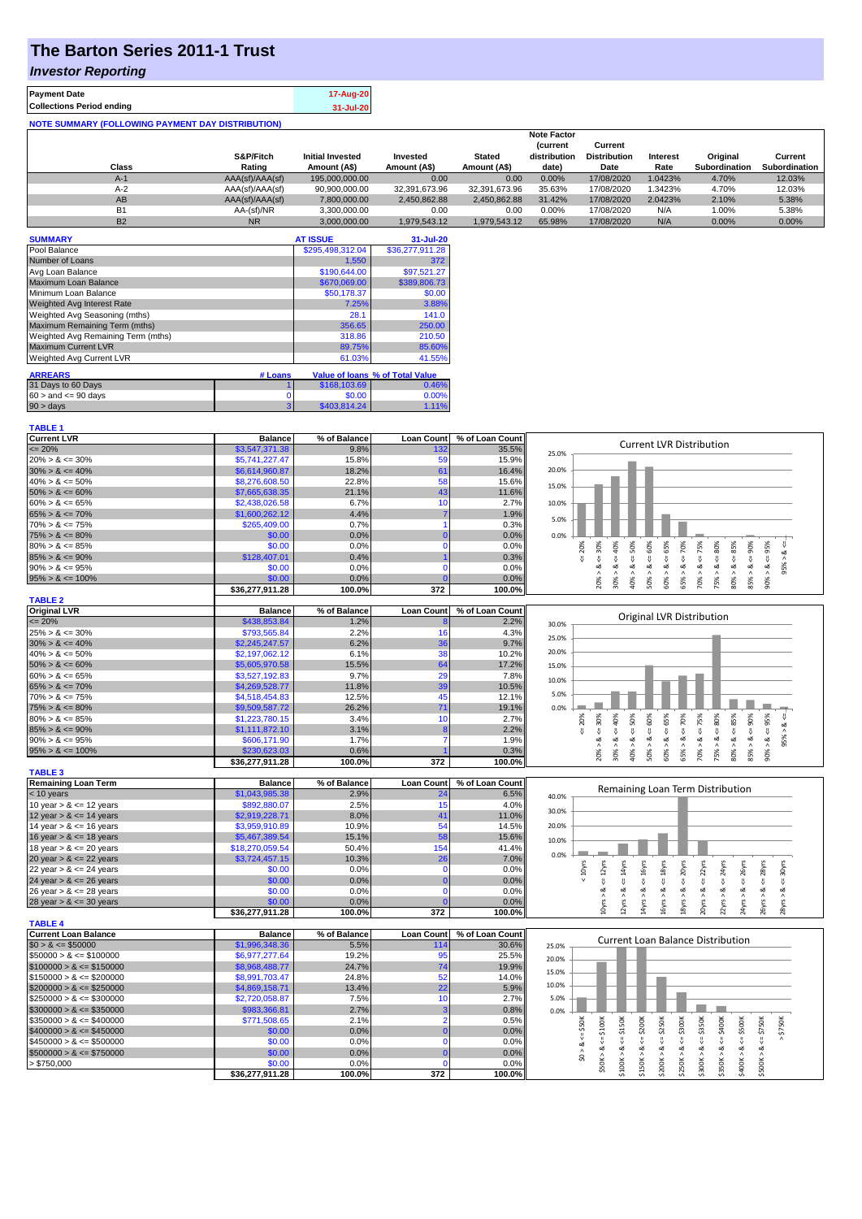# The Barton Series 2011-1 Trust

## *Investor Reporting*

| | |
|---|---|
| **Payment Date** | 17-Aug-20 |
| **Collections Period ending** | 31-Jul-20 |

**NOTE SUMMARY (FOLLOWING PAYMENT DAY DISTRIBUTION)**

| Class | S&P/Fitch Rating | Initial Invested Amount (A$) | Invested Amount (A$) | Stated Amount (A$) | Note Factor (current distribution date) | Current Distribution Date | Interest Rate | Original Subordination | Current Subordination |
|---|---|---|---|---|---|---|---|---|---|
| A-1 | AAA(sf)/AAA(sf) | 195,000,000.00 | 0.00 | 0.00 | 0.00% | 17/08/2020 | 1.0423% | 4.70% | 12.03% |
| A-2 | AAA(sf)/AAA(sf) | 90,900,000.00 | 32,391,673.96 | 32,391,673.96 | 35.63% | 17/08/2020 | 1.3423% | 4.70% | 12.03% |
| AB | AAA(sf)/AAA(sf) | 7,800,000.00 | 2,450,862.88 | 2,450,862.88 | 31.42% | 17/08/2020 | 2.0423% | 2.10% | 5.38% |
| B1 | AA-(sf)/NR | 3,300,000.00 | 0.00 | 0.00 | 0.00% | 17/08/2020 | N/A | 1.00% | 5.38% |
| B2 | NR | 3,000,000.00 | 1,979,543.12 | 1,979,543.12 | 65.98% | 17/08/2020 | N/A | 0.00% | 0.00% |

| SUMMARY | AT ISSUE | 31-Jul-20 |
|---|---|---|
| Pool Balance | $295,498,312.04 | $36,277,911.28 |
| Number of Loans | 1,550 | 372 |
| Avg Loan Balance | $190,644.00 | $97,521.27 |
| Maximum Loan Balance | $670,069.00 | $389,806.73 |
| Minimum Loan Balance | $50,178.37 | $0.00 |
| Weighted Avg Interest Rate | 7.25% | 3.88% |
| Weighted Avg Seasoning (mths) | 28.1 | 141.0 |
| Maximum Remaining Term (mths) | 356.65 | 250.00 |
| Weighted Avg Remaining Term (mths) | 318.86 | 210.50 |
| Maximum Current LVR | 89.75% | 85.60% |
| Weighted Avg Current LVR | 61.03% | 41.55% |

| ARREARS | # Loans | Value of loans | % of Total Value |
|---|---|---|---|
| 31 Days to 60 Days | 1 | $168,103.69 | 0.46% |
| $60 >$ and $<= 90$ days | 0 | $0.00 | 0.00% |
| $90 >$ days | 3 | $403,814.24 | 1.11% |

**TABLE 1**

| Current LVR | Balance | % of Balance | Loan Count | % of Loan Count |
|---|---|---|---|---|
| <= 20% | $3,547,371.38 | 9.8% | 132 | 35.5% |
| 20% > & <= 30% | $5,741,227.47 | 15.8% | 59 | 15.9% |
| 30% > & <= 40% | $6,614,960.87 | 18.2% | 61 | 16.4% |
| 40% > & <= 50% | $8,276,608.50 | 22.8% | 58 | 15.6% |
| 50% > & <= 60% | $7,665,638.35 | 21.1% | 43 | 11.6% |
| 60% > & <= 65% | $2,438,026.58 | 6.7% | 10 | 2.7% |
| 65% > & <= 70% | $1,600,262.12 | 4.4% | 7 | 1.9% |
| 70% > & <= 75% | $265,409.00 | 0.7% | 1 | 0.3% |
| 75% > & <= 80% | $0.00 | 0.0% | 0 | 0.0% |
| 80% > & <= 85% | $0.00 | 0.0% | 0 | 0.0% |
| 85% > & <= 90% | $128,407.01 | 0.4% | 1 | 0.3% |
| 90% > & <= 95% | $0.00 | 0.0% | 0 | 0.0% |
| 95% > & <= 100% | $0.00 | 0.0% | 0 | 0.0% |
| | $36,277,911.28 | 100.0% | 372 | 100.0% |

**TABLE 2**

| Original LVR | Balance | % of Balance | Loan Count | % of Loan Count |
|---|---|---|---|---|
| <= 20% | $438,853.84 | 1.2% | 8 | 2.2% |
| 25% > & <= 30% | $793,565.84 | 2.2% | 16 | 4.3% |
| 30% > & <= 40% | $2,245,247.57 | 6.2% | 36 | 9.7% |
| 40% > & <= 50% | $2,197,062.12 | 6.1% | 38 | 10.2% |
| 50% > & <= 60% | $5,605,970.58 | 15.5% | 64 | 17.2% |
| 60% > & <= 65% | $3,527,192.83 | 9.7% | 29 | 7.8% |
| 65% > & <= 70% | $4,269,528.77 | 11.8% | 39 | 10.5% |
| 70% > & <= 75% | $4,518,454.83 | 12.5% | 45 | 12.1% |
| 75% > & <= 80% | $9,509,587.72 | 26.2% | 71 | 19.1% |
| 80% > & <= 85% | $1,223,780.15 | 3.4% | 10 | 2.7% |
| 85% > & <= 90% | $1,111,872.10 | 3.1% | 8 | 2.2% |
| 90% > & <= 95% | $606,171.90 | 1.7% | 7 | 1.9% |
| 95% > & <= 100% | $230,623.03 | 0.6% | 1 | 0.3% |
| | $36,277,911.28 | 100.0% | 372 | 100.0% |

**TABLE 3**

| Remaining Loan Term | Balance | % of Balance | Loan Count | % of Loan Count |
|---|---|---|---|---|
| < 10 years | $1,043,985.38 | 2.9% | 24 | 6.5% |
| 10 year > & <= 12 years | $892,880.07 | 2.5% | 15 | 4.0% |
| 12 year > & <= 14 years | $2,919,228.71 | 8.0% | 41 | 11.0% |
| 14 year > & <= 16 years | $3,959,910.89 | 10.9% | 54 | 14.5% |
| 16 year > & <= 18 years | $5,467,389.54 | 15.1% | 58 | 15.6% |
| 18 year > & <= 20 years | $18,270,059.54 | 50.4% | 154 | 41.4% |
| 20 year > & <= 22 years | $3,724,457.15 | 10.3% | 26 | 7.0% |
| 22 year > & <= 24 years | $0.00 | 0.0% | 0 | 0.0% |
| 24 year > & <= 26 years | $0.00 | 0.0% | 0 | 0.0% |
| 26 year > & <= 28 years | $0.00 | 0.0% | 0 | 0.0% |
| 28 year > & <= 30 years | $0.00 | 0.0% | 0 | 0.0% |
| | $36,277,911.28 | 100.0% | 372 | 100.0% |

**TABLE 4**

| Current Loan Balance | Balance | % of Balance | Loan Count | % of Loan Count |
|---|---|---|---|---|
| $0 > & <= $50000 | $1,996,348.36 | 5.5% | 114 | 30.6% |
| $50000 > & <= $100000 | $6,977,277.64 | 19.2% | 95 | 25.5% |
| $100000 > & <= $150000 | $8,968,488.77 | 24.7% | 74 | 19.9% |
| $150000 > & <= $200000 | $8,991,703.47 | 24.8% | 52 | 14.0% |
| $200000 > & <= $250000 | $4,869,158.71 | 13.4% | 22 | 5.9% |
| $250000 > & <= $300000 | $2,720,058.87 | 7.5% | 10 | 2.7% |
| $300000 > & <= $350000 | $983,366.81 | 2.7% | 3 | 0.8% |
| $350000 > & <= $400000 | $771,508.65 | 2.1% | 2 | 0.5% |
| $400000 > & <= $450000 | $0.00 | 0.0% | 0 | 0.0% |
| $450000 > & <= $500000 | $0.00 | 0.0% | 0 | 0.0% |
| $500000 > & <= $750000 | $0.00 | 0.0% | 0 | 0.0% |
| > $750,000 | $0.00 | 0.0% | 0 | 0.0% |
| | $36,277,911.28 | 100.0% | 372 | 100.0% |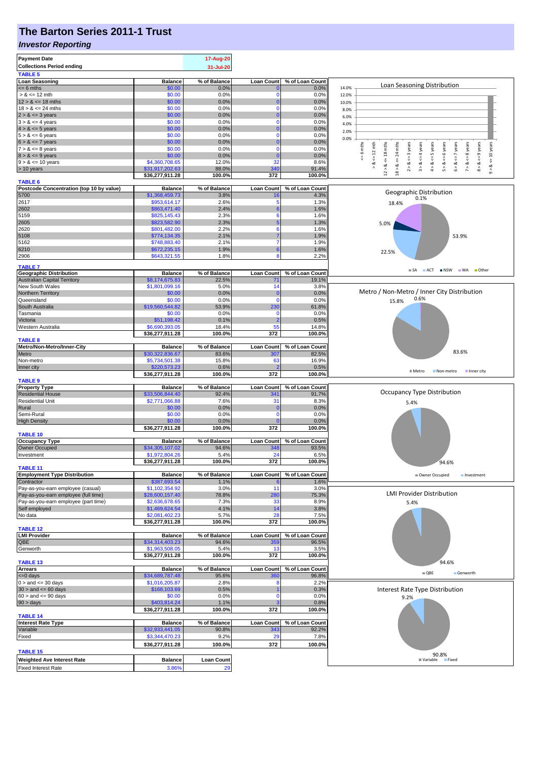# The Barton Series 2011-1 Trust

## *Investor Reporting*

| | |
|---|---|
| **Payment Date** | 17-Aug-20 |
| **Collections Period ending** | 31-Jul-20 |

**TABLE 5**

| Loan Seasoning | Balance | % of Balance | Loan Count | % of Loan Count |
|---|---|---|---|---|
| <= 6 mths | $0.00 | 0.0% | 0 | 0.0% |
| > & <= 12 mth | $0.00 | 0.0% | 0 | 0.0% |
| 12 > & <= 18 mths | $0.00 | 0.0% | 0 | 0.0% |
| 18 > & <= 24 mths | $0.00 | 0.0% | 0 | 0.0% |
| 2 > & <= 3 years | $0.00 | 0.0% | 0 | 0.0% |
| 3 > & <= 4 years | $0.00 | 0.0% | 0 | 0.0% |
| 4 > & <= 5 years | $0.00 | 0.0% | 0 | 0.0% |
| 5 > & <= 6 years | $0.00 | 0.0% | 0 | 0.0% |
| 6 > & <= 7 years | $0.00 | 0.0% | 0 | 0.0% |
| 7 > & <= 8 years | $0.00 | 0.0% | 0 | 0.0% |
| 8 > & <= 9 years | $0.00 | 0.0% | 0 | 0.0% |
| 9 > & <= 10 years | $4,360,708.65 | 12.0% | 32 | 8.6% |
| > 10 years | $31,917,202.63 | 88.0% | 340 | 91.4% |
| | $36,277,911.28 | 100.0% | 372 | 100.0% |

**TABLE 6**

| Postcode Concentration (top 10 by value) | Balance | % of Balance | Loan Count | % of Loan Count |
|---|---|---|---|---|
| 5700 | $1,368,459.73 | 3.8% | 16 | 4.3% |
| 2617 | $953,614.17 | 2.6% | 5 | 1.3% |
| 2602 | $863,471.40 | 2.4% | 6 | 1.6% |
| 5159 | $825,145.43 | 2.3% | 6 | 1.6% |
| 2605 | $823,582.90 | 2.3% | 5 | 1.3% |
| 2620 | $801,482.00 | 2.2% | 6 | 1.6% |
| 5108 | $774,134.35 | 2.1% | 7 | 1.9% |
| 5162 | $748,883.40 | 2.1% | 7 | 1.9% |
| 6210 | $672,235.15 | 1.9% | 6 | 1.6% |
| 2906 | $643,321.55 | 1.8% | 8 | 2.2% |

**TABLE 7**

| Geographic Distribution | Balance | % of Balance | Loan Count | % of Loan Count |
|---|---|---|---|---|
| Australian Capital Territory | $8,174,675.83 | 22.5% | 71 | 19.1% |
| New South Wales | $1,801,099.16 | 5.0% | 14 | 3.8% |
| Northern Territory | $0.00 | 0.0% | 0 | 0.0% |
| Queensland | $0.00 | 0.0% | 0 | 0.0% |
| South Australia | $19,560,544.82 | 53.9% | 230 | 61.8% |
| Tasmania | $0.00 | 0.0% | 0 | 0.0% |
| Victoria | $51,198.42 | 0.1% | 2 | 0.5% |
| Western Australia | $6,690,393.05 | 18.4% | 55 | 14.8% |
| | $36,277,911.28 | 100.0% | 372 | 100.0% |

**TABLE 8**

| Metro/Non-Metro/Inner-City | Balance | % of Balance | Loan Count | % of Loan Count |
|---|---|---|---|---|
| Metro | $30,322,836.67 | 83.6% | 307 | 82.5% |
| Non-metro | $5,734,501.38 | 15.8% | 63 | 16.9% |
| Inner city | $220,573.23 | 0.6% | 2 | 0.5% |
| | $36,277,911.28 | 100.0% | 372 | 100.0% |

**TABLE 9**

| Property Type | Balance | % of Balance | Loan Count | % of Loan Count |
|---|---|---|---|---|
| Residential House | $33,506,844.40 | 92.4% | 341 | 91.7% |
| Residential Unit | $2,771,066.88 | 7.6% | 31 | 8.3% |
| Rural | $0.00 | 0.0% | 0 | 0.0% |
| Semi-Rural | $0.00 | 0.0% | 0 | 0.0% |
| High Density | $0.00 | 0.0% | 0 | 0.0% |
| | $36,277,911.28 | 100.0% | 372 | 100.0% |

**TABLE 10**

| Occupancy Type | Balance | % of Balance | Loan Count | % of Loan Count |
|---|---|---|---|---|
| Owner Occupied | $34,305,107.02 | 94.6% | 348 | 93.5% |
| Investment | $1,972,804.26 | 5.4% | 24 | 6.5% |
| | $36,277,911.28 | 100.0% | 372 | 100.0% |

**TABLE 11**

| Employment Type Distribution | Balance | % of Balance | Loan Count | % of Loan Count |
|---|---|---|---|---|
| Contractor | $387,693.54 | 1.1% | 6 | 1.6% |
| Pay-as-you-earn employee (casual) | $1,102,354.92 | 3.0% | 11 | 3.0% |
| Pay-as-you-earn employee (full time) | $28,600,157.40 | 78.8% | 280 | 75.3% |
| Pay-as-you-earn employee (part time) | $2,636,678.65 | 7.3% | 33 | 8.9% |
| Self employed | $1,469,624.54 | 4.1% | 14 | 3.8% |
| No data | $2,081,402.23 | 5.7% | 28 | 7.5% |
| | $36,277,911.28 | 100.0% | 372 | 100.0% |

**TABLE 12**

| LMI Provider | Balance | % of Balance | Loan Count | % of Loan Count |
|---|---|---|---|---|
| QBE | $34,314,403.23 | 94.6% | 359 | 96.5% |
| Genworth | $1,963,508.05 | 5.4% | 13 | 3.5% |
| | $36,277,911.28 | 100.0% | 372 | 100.0% |

**TABLE 13**

| Arrears | Balance | % of Balance | Loan Count | % of Loan Count |
|---|---|---|---|---|
| <=0 days | $34,689,787.48 | 95.6% | 360 | 96.8% |
| 0 > and <= 30 days | $1,016,205.87 | 2.8% | 8 | 2.2% |
| 30 > and <= 60 days | $168,103.69 | 0.5% | 1 | 0.3% |
| 60 > and <= 90 days | $0.00 | 0.0% | 0 | 0.0% |
| 90 > days | $403,814.24 | 1.1% | 3 | 0.8% |
| | $36,277,911.28 | 100.0% | 372 | 100.0% |

**TABLE 14**

| Interest Rate Type | Balance | % of Balance | Loan Count | % of Loan Count |
|---|---|---|---|---|
| Variable | $32,933,441.05 | 90.8% | 343 | 92.2% |
| Fixed | $3,344,470.23 | 9.2% | 29 | 7.8% |
| | $36,277,911.28 | 100.0% | 372 | 100.0% |

**TABLE 15**

| Weighted Ave Interest Rate | Balance | Loan Count |
|---|---|---|
| Fixed Interest Rate | 3.86% | 29 |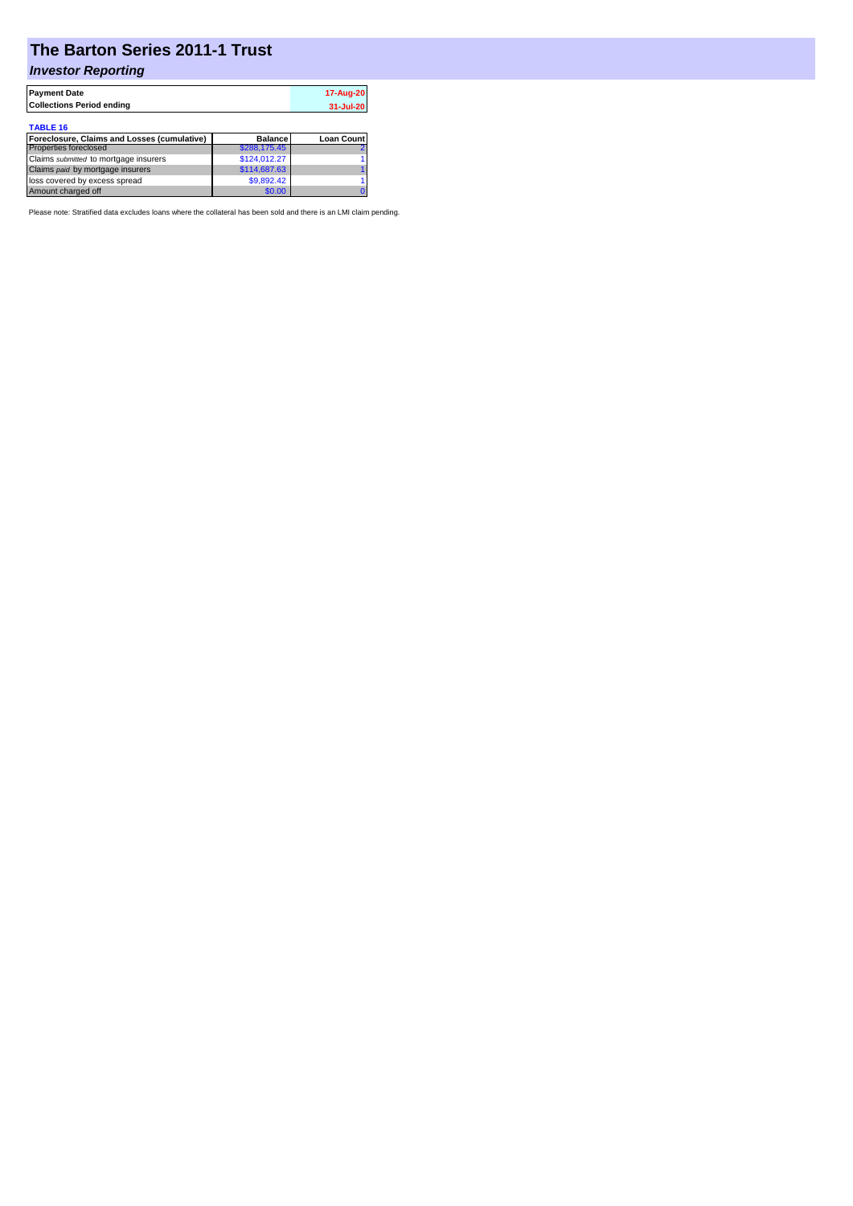# The Barton Series 2011-1 Trust

## *Investor Reporting*

| | |
|---|---|
| **Payment Date** | 17-Aug-20 |
| **Collections Period ending** | 31-Jul-20 |

**TABLE 16**

| Foreclosure, Claims and Losses (cumulative) | Balance | Loan Count |
|---|---|---|
| Properties foreclosed | $288,175.45 | 2 |
| Claims *submitted* to mortgage insurers | $124,012.27 | 1 |
| Claims *paid* by mortgage insurers | $114,687.63 | 1 |
| loss covered by excess spread | $9,892.42 | 1 |
| Amount charged off | $0.00 | 0 |

Please note: Stratified data excludes loans where the collateral has been sold and there is an LMI claim pending.